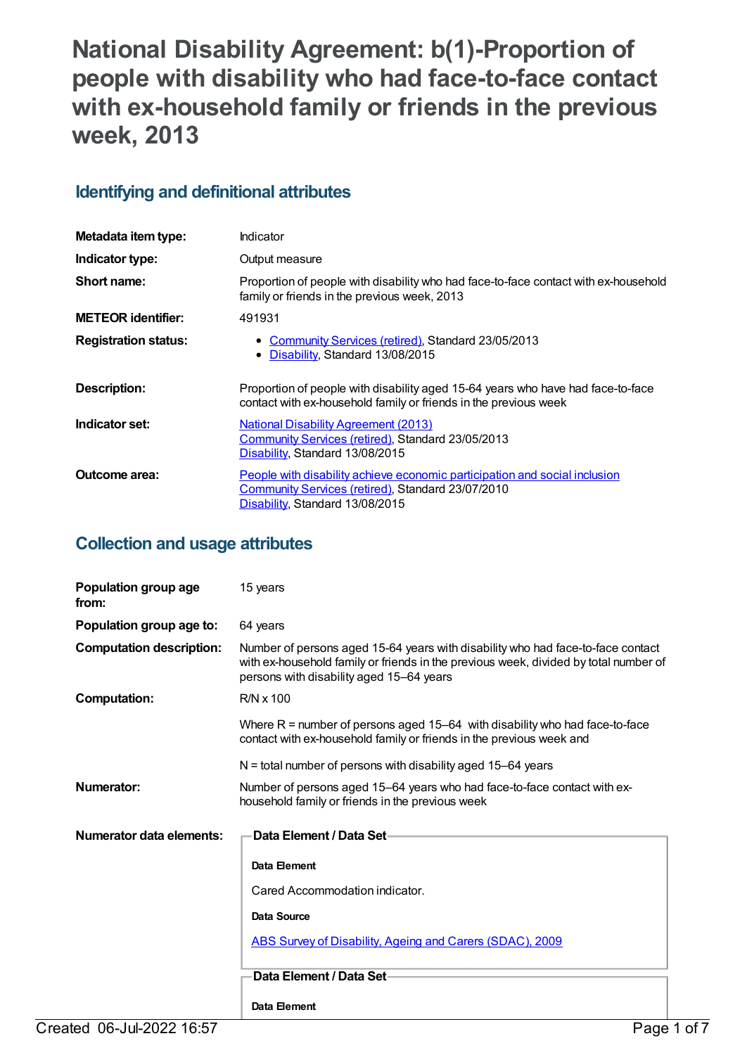# National Disability Agreement: b(1)-Proportion of people with disability who had face-to-face contact with ex-household family or friends in the previous week, 2013

## Identifying and definitional attributes

| | |
|---|---|
| **Metadata item type:** | Indicator |
| **Indicator type:** | Output measure |
| **Short name:** | Proportion of people with disability who had face-to-face contact with ex-household family or friends in the previous week, 2013 |
| **METEOR identifier:** | 491931 |
| **Registration status:** | • Community Services (retired), Standard 23/05/2013<br>• Disability, Standard 13/08/2015 |
| **Description:** | Proportion of people with disability aged 15-64 years who have had face-to-face contact with ex-household family or friends in the previous week |
| **Indicator set:** | National Disability Agreement (2013)<br>Community Services (retired), Standard 23/05/2013<br>Disability, Standard 13/08/2015 |
| **Outcome area:** | People with disability achieve economic participation and social inclusion<br>Community Services (retired), Standard 23/07/2010<br>Disability, Standard 13/08/2015 |

## Collection and usage attributes

| | |
|---|---|
| **Population group age from:** | 15 years |
| **Population group age to:** | 64 years |
| **Computation description:** | Number of persons aged 15-64 years with disability who had face-to-face contact with ex-household family or friends in the previous week, divided by total number of persons with disability aged 15–64 years |
| **Computation:** | R/N x 100<br><br>Where R = number of persons aged 15–64 with disability who had face-to-face contact with ex-household family or friends in the previous week and<br><br>N = total number of persons with disability aged 15–64 years |
| **Numerator:** | Number of persons aged 15–64 years who had face-to-face contact with ex-household family or friends in the previous week |
| **Numerator data elements:** | **Data Element / Data Set**<br><br>**Data Element**<br><br>Cared Accommodation indicator.<br><br>**Data Source**<br><br>ABS Survey of Disability, Ageing and Carers (SDAC), 2009<br><br>**Data Element / Data Set**<br><br>**Data Element** |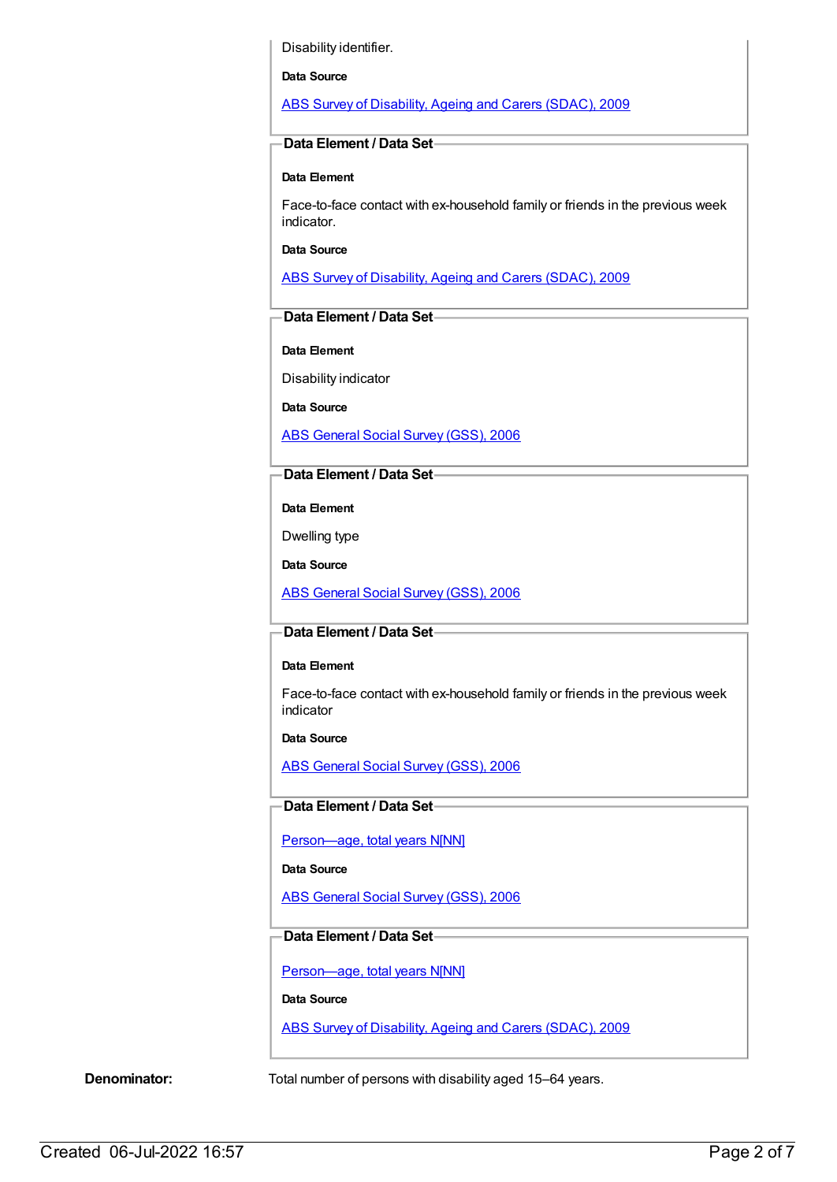Disability identifier.

**Data Source**

ABS Survey of Disability, Ageing and Carers (SDAC), 2009

**Data Element / Data Set**

**Data Element**

Face-to-face contact with ex-household family or friends in the previous week indicator.

**Data Source**

ABS Survey of Disability, Ageing and Carers (SDAC), 2009

**Data Element / Data Set**

**Data Element**

Disability indicator

**Data Source**

ABS General Social Survey (GSS), 2006

**Data Element / Data Set**

**Data Element**

Dwelling type

**Data Source**

ABS General Social Survey (GSS), 2006

**Data Element / Data Set**

**Data Element**

Face-to-face contact with ex-household family or friends in the previous week indicator

**Data Source**

ABS General Social Survey (GSS), 2006

**Data Element / Data Set**

Person—age, total years N[NN]

**Data Source**

ABS General Social Survey (GSS), 2006

**Data Element / Data Set**

Person—age, total years N[NN]

**Data Source**

ABS Survey of Disability, Ageing and Carers (SDAC), 2009

**Denominator:** Total number of persons with disability aged 15–64 years.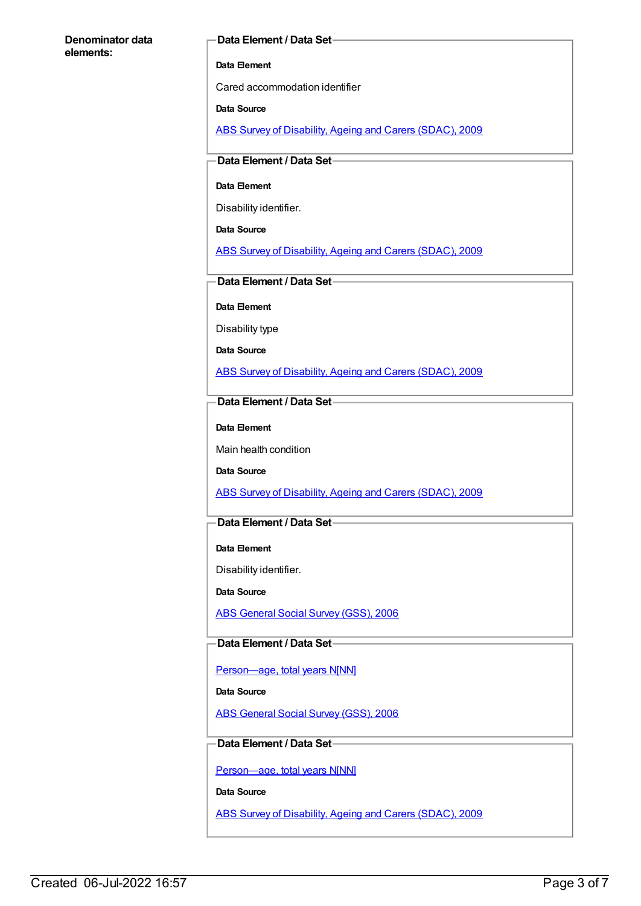**Denominator data elements:**

**Data Element / Data Set**

**Data Element**

Cared accommodation identifier

**Data Source**

ABS Survey of Disability, Ageing and Carers (SDAC), 2009

**Data Element / Data Set**

**Data Element**

Disability identifier.

**Data Source**

ABS Survey of Disability, Ageing and Carers (SDAC), 2009

**Data Element / Data Set**

**Data Element**

Disability type

**Data Source**

ABS Survey of Disability, Ageing and Carers (SDAC), 2009

**Data Element / Data Set**

**Data Element**

Main health condition

**Data Source**

ABS Survey of Disability, Ageing and Carers (SDAC), 2009

**Data Element / Data Set**

**Data Element**

Disability identifier.

**Data Source**

ABS General Social Survey (GSS), 2006

**Data Element / Data Set**

Person—age, total years N[NN]

**Data Source**

ABS General Social Survey (GSS), 2006

**Data Element / Data Set**

Person—age, total years N[NN]

**Data Source**

ABS Survey of Disability, Ageing and Carers (SDAC), 2009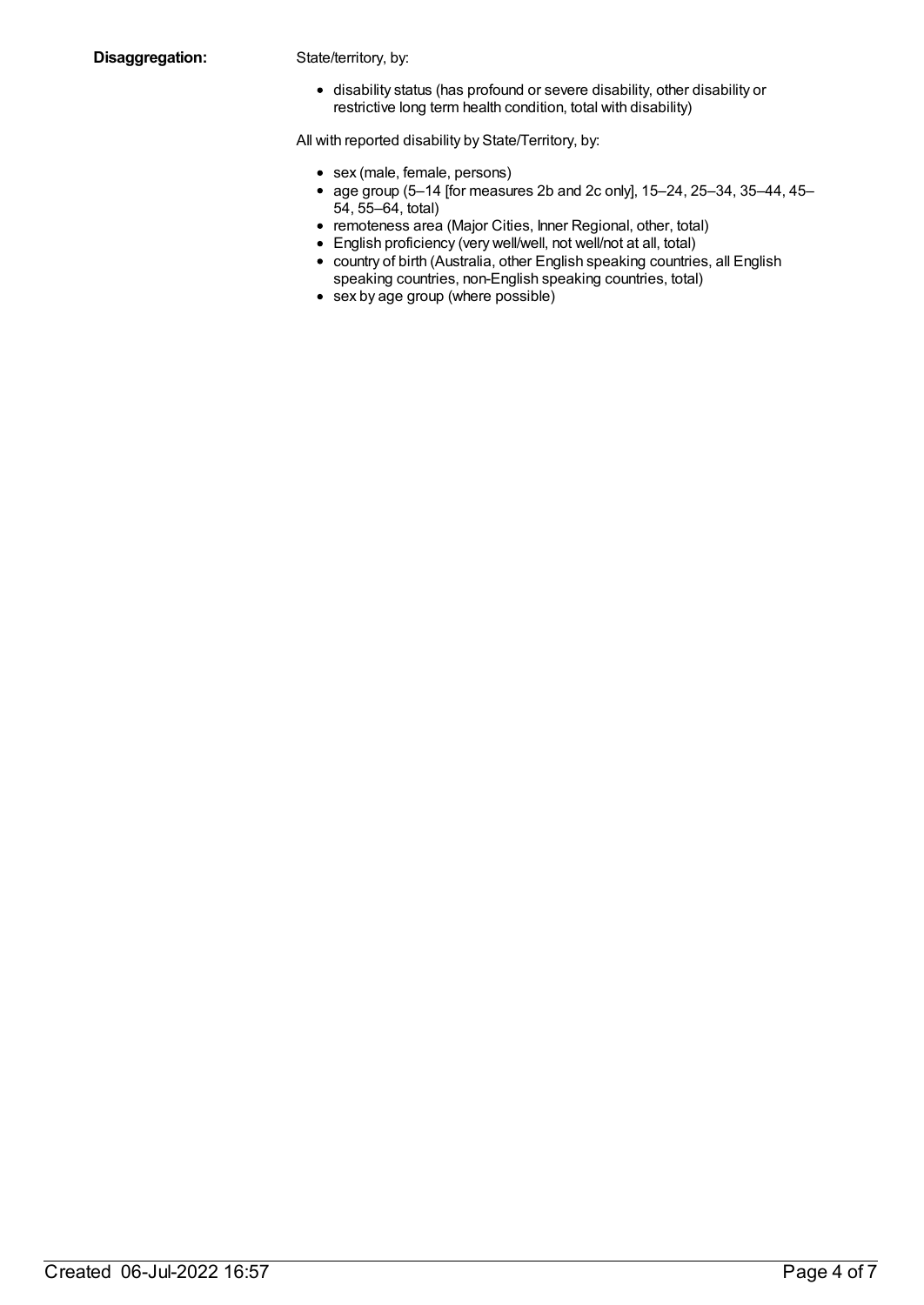**Disaggregation:**

State/territory, by:

- disability status (has profound or severe disability, other disability or restrictive long term health condition, total with disability)

All with reported disability by State/Territory, by:

- sex (male, female, persons)
- age group (5–14 [for measures 2b and 2c only], 15–24, 25–34, 35–44, 45–54, 55–64, total)
- remoteness area (Major Cities, Inner Regional, other, total)
- English proficiency (very well/well, not well/not at all, total)
- country of birth (Australia, other English speaking countries, all English speaking countries, non-English speaking countries, total)
- sex by age group (where possible)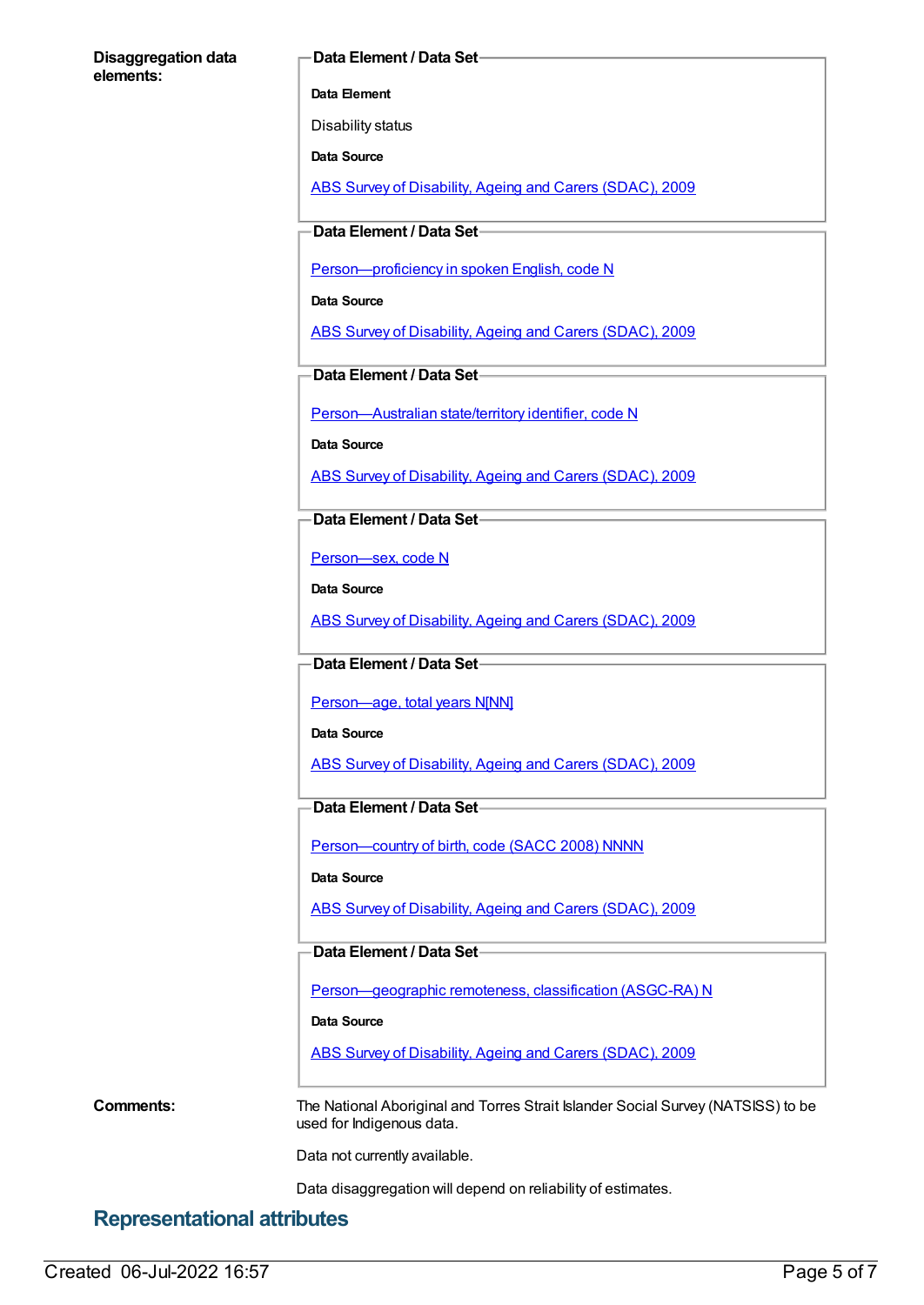**Disaggregation data elements:**

**Data Element / Data Set**

**Data Element**

Disability status

**Data Source**

ABS Survey of Disability, Ageing and Carers (SDAC), 2009

**Data Element / Data Set**

Person—proficiency in spoken English, code N

**Data Source**

ABS Survey of Disability, Ageing and Carers (SDAC), 2009

**Data Element / Data Set**

Person—Australian state/territory identifier, code N

**Data Source**

ABS Survey of Disability, Ageing and Carers (SDAC), 2009

**Data Element / Data Set**

Person—sex, code N

**Data Source**

ABS Survey of Disability, Ageing and Carers (SDAC), 2009

**Data Element / Data Set**

Person—age, total years N[NN]

**Data Source**

ABS Survey of Disability, Ageing and Carers (SDAC), 2009

**Data Element / Data Set**

Person—country of birth, code (SACC 2008) NNNN

**Data Source**

ABS Survey of Disability, Ageing and Carers (SDAC), 2009

**Data Element / Data Set**

Person—geographic remoteness, classification (ASGC-RA) N

**Data Source**

ABS Survey of Disability, Ageing and Carers (SDAC), 2009

**Comments:**

The National Aboriginal and Torres Strait Islander Social Survey (NATSISS) to be used for Indigenous data.

Data not currently available.

Data disaggregation will depend on reliability of estimates.

## Representational attributes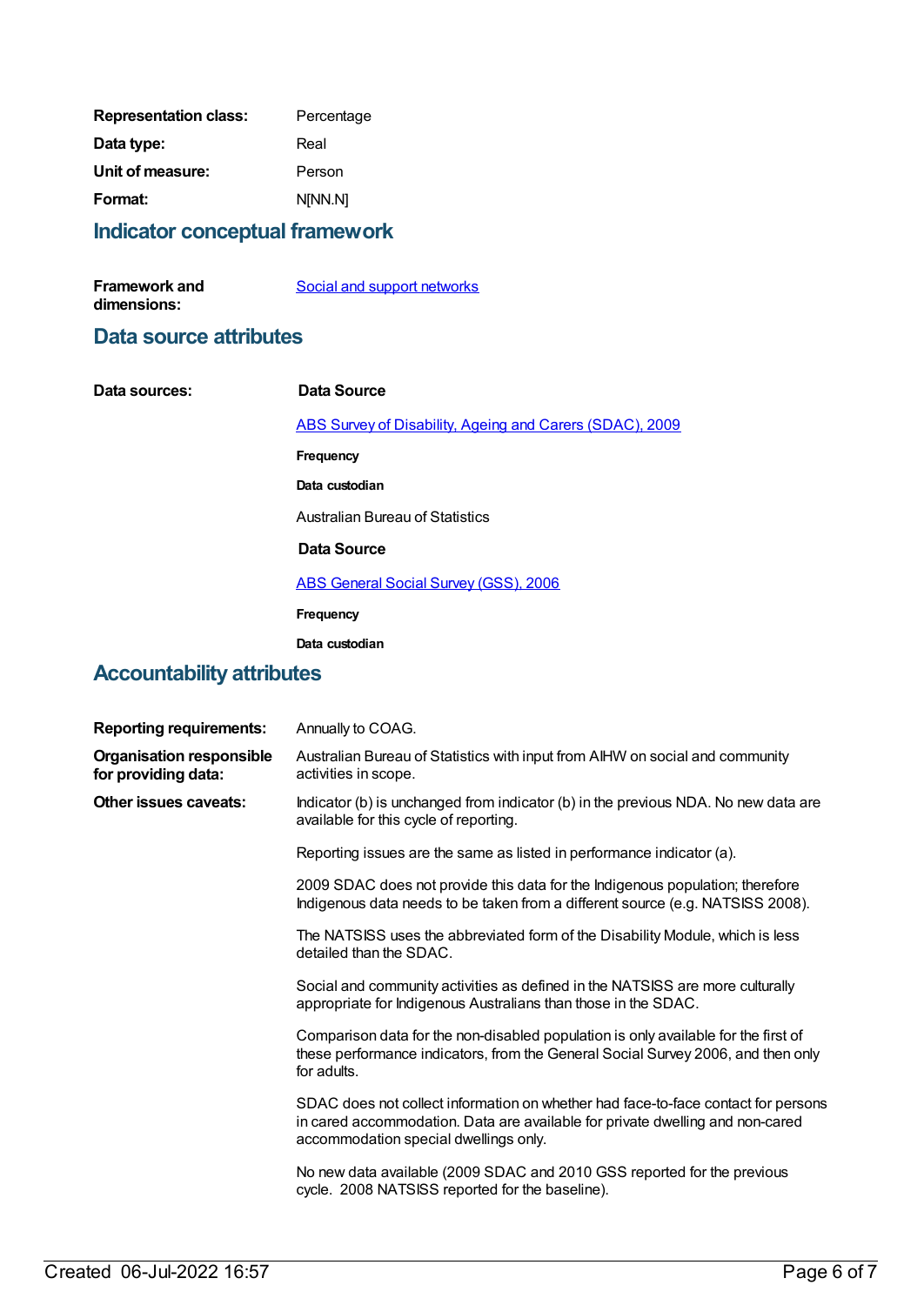**Representation class:** Percentage

**Data type:** Real

**Unit of measure:** Person

**Format:** N[NN.N]

## Indicator conceptual framework

**Framework and dimensions:** [Social and support networks]

## Data source attributes

**Data sources:**

**Data Source**

[ABS Survey of Disability, Ageing and Carers (SDAC), 2009]

**Frequency**

**Data custodian**

Australian Bureau of Statistics

**Data Source**

[ABS General Social Survey (GSS), 2006]

**Frequency**

**Data custodian**

## Accountability attributes

**Reporting requirements:** Annually to COAG.

**Organisation responsible for providing data:** Australian Bureau of Statistics with input from AIHW on social and community activities in scope.

**Other issues caveats:** Indicator (b) is unchanged from indicator (b) in the previous NDA. No new data are available for this cycle of reporting.

Reporting issues are the same as listed in performance indicator (a).

2009 SDAC does not provide this data for the Indigenous population; therefore Indigenous data needs to be taken from a different source (e.g. NATSISS 2008).

The NATSISS uses the abbreviated form of the Disability Module, which is less detailed than the SDAC.

Social and community activities as defined in the NATSISS are more culturally appropriate for Indigenous Australians than those in the SDAC.

Comparison data for the non-disabled population is only available for the first of these performance indicators, from the General Social Survey 2006, and then only for adults.

SDAC does not collect information on whether had face-to-face contact for persons in cared accommodation. Data are available for private dwelling and non-cared accommodation special dwellings only.

No new data available (2009 SDAC and 2010 GSS reported for the previous cycle. 2008 NATSISS reported for the baseline).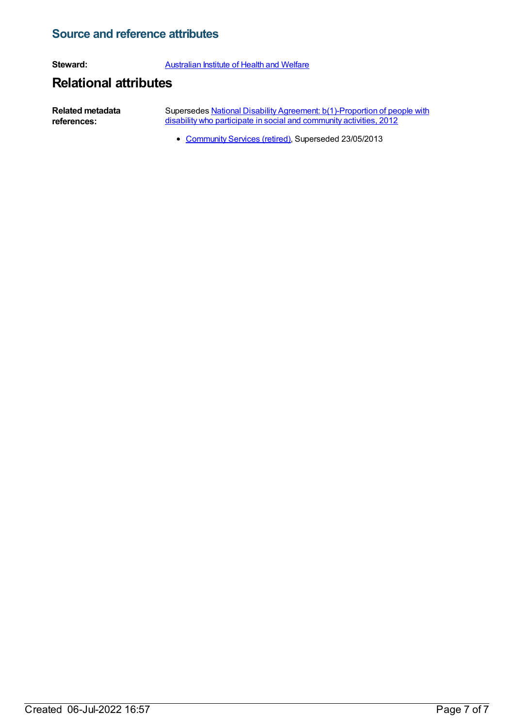### Source and reference attributes

**Steward:** Australian Institute of Health and Welfare

## Relational attributes

**Related metadata references:**

Supersedes National Disability Agreement: b(1)-Proportion of people with disability who participate in social and community activities, 2012

- Community Services (retired), Superseded 23/05/2013